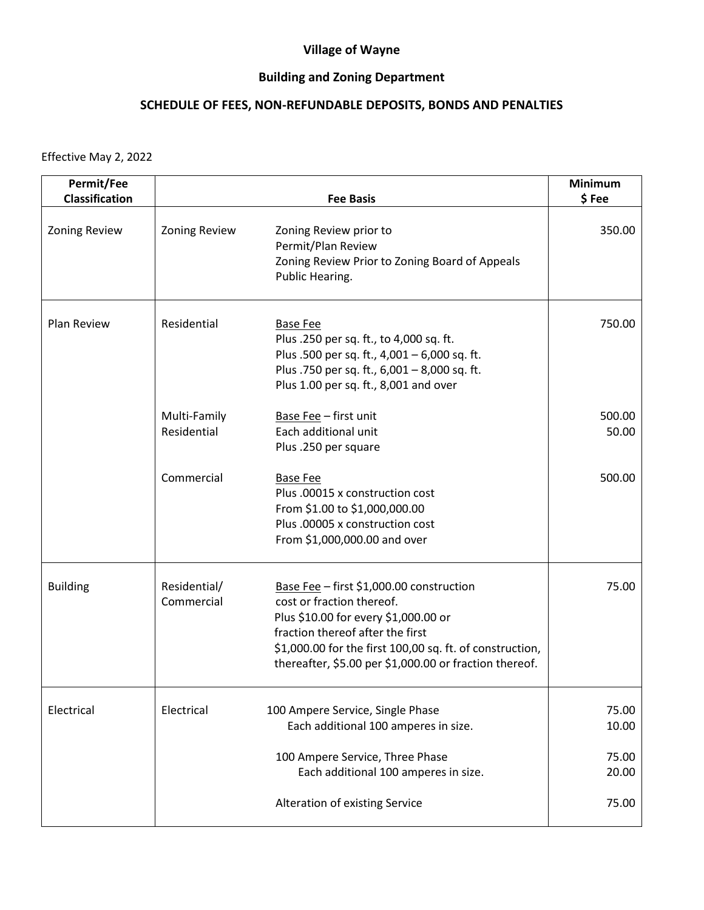**Village of Wayne**

**Building and Zoning Department**

**SCHEDULE OF FEES, NON-REFUNDABLE DEPOSITS, BONDS AND PENALTIES**

Effective May 2, 2022

| Permit/Fee Classification | | Fee Basis | Minimum $ Fee |
|---|---|---|---|
| Zoning Review | Zoning Review | Zoning Review prior to Permit/Plan Review<br>Zoning Review Prior to Zoning Board of Appeals Public Hearing. | 350.00 |
| Plan Review | Residential | <u>Base Fee</u><br>Plus .250 per sq. ft., to 4,000 sq. ft.<br>Plus .500 per sq. ft., 4,001 – 6,000 sq. ft.<br>Plus .750 per sq. ft., 6,001 – 8,000 sq. ft.<br>Plus 1.00 per sq. ft., 8,001 and over | 750.00 |
| | Multi-Family Residential | <u>Base Fee</u> – first unit<br>Each additional unit<br>Plus .250 per square | 500.00<br>50.00 |
| | Commercial | <u>Base Fee</u><br>Plus .00015 x construction cost<br>From $1.00 to $1,000,000.00<br>Plus .00005 x construction cost<br>From $1,000,000.00 and over | 500.00 |
| Building | Residential/ Commercial | <u>Base Fee</u> – first $1,000.00 construction cost or fraction thereof.<br>Plus $10.00 for every $1,000.00 or fraction thereof after the first $1,000.00 for the first 100,00 sq. ft. of construction, thereafter, $5.00 per $1,000.00 or fraction thereof. | 75.00 |
| Electrical | Electrical | 100 Ampere Service, Single Phase<br>Each additional 100 amperes in size.<br><br>100 Ampere Service, Three Phase<br>Each additional 100 amperes in size.<br><br>Alteration of existing Service | 75.00<br>10.00<br><br>75.00<br>20.00<br><br>75.00 |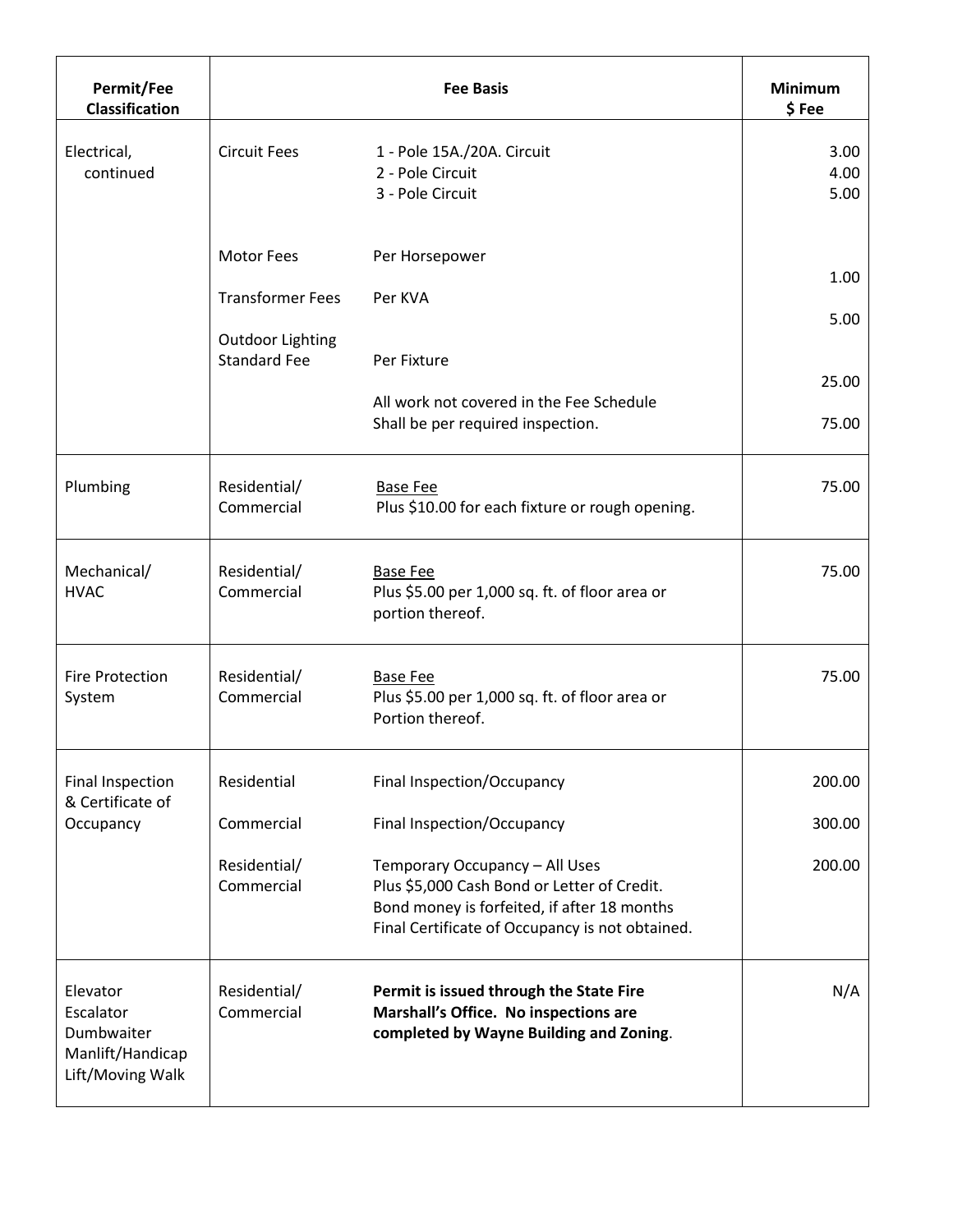| Permit/Fee Classification | Fee Basis | | Minimum $ Fee |
|---|---|---|---|
| Electrical, continued | Circuit Fees | 1 - Pole 15A./20A. Circuit<br>2 - Pole Circuit<br>3 - Pole Circuit | 3.00<br>4.00<br>5.00 |
| | Motor Fees | Per Horsepower | 1.00 |
| | Transformer Fees | Per KVA | 5.00 |
| | Outdoor Lighting Standard Fee | Per Fixture | 25.00 |
| | | All work not covered in the Fee Schedule Shall be per required inspection. | 75.00 |
| Plumbing | Residential/ Commercial | Base Fee<br>Plus $10.00 for each fixture or rough opening. | 75.00 |
| Mechanical/ HVAC | Residential/ Commercial | Base Fee<br>Plus $5.00 per 1,000 sq. ft. of floor area or portion thereof. | 75.00 |
| Fire Protection System | Residential/ Commercial | Base Fee<br>Plus $5.00 per 1,000 sq. ft. of floor area or Portion thereof. | 75.00 |
| Final Inspection & Certificate of Occupancy | Residential | Final Inspection/Occupancy | 200.00 |
| | Commercial | Final Inspection/Occupancy | 300.00 |
| | Residential/ Commercial | Temporary Occupancy – All Uses<br>Plus $5,000 Cash Bond or Letter of Credit. Bond money is forfeited, if after 18 months Final Certificate of Occupancy is not obtained. | 200.00 |
| Elevator Escalator Dumbwaiter Manlift/Handicap Lift/Moving Walk | Residential/ Commercial | **Permit is issued through the State Fire Marshall's Office. No inspections are completed by Wayne Building and Zoning**. | N/A |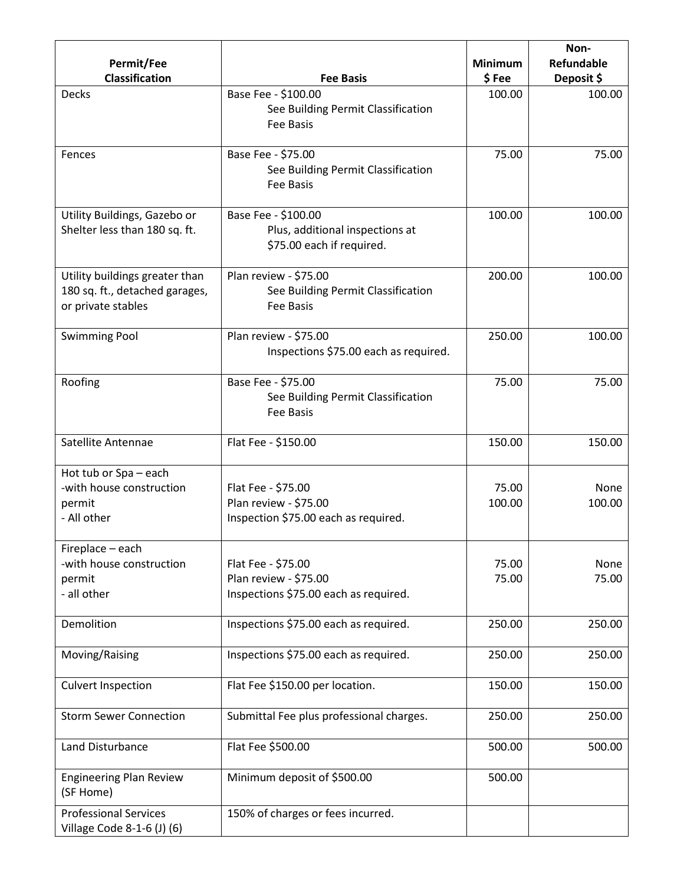| Permit/Fee Classification | Fee Basis | Minimum $ Fee | Non-Refundable Deposit $ |
|---|---|---|---|
| Decks | Base Fee - $100.00<br>See Building Permit Classification Fee Basis | 100.00 | 100.00 |
| Fences | Base Fee - $75.00<br>See Building Permit Classification Fee Basis | 75.00 | 75.00 |
| Utility Buildings, Gazebo or Shelter less than 180 sq. ft. | Base Fee - $100.00<br>Plus, additional inspections at $75.00 each if required. | 100.00 | 100.00 |
| Utility buildings greater than 180 sq. ft., detached garages, or private stables | Plan review - $75.00<br>See Building Permit Classification Fee Basis | 200.00 | 100.00 |
| Swimming Pool | Plan review - $75.00<br>Inspections $75.00 each as required. | 250.00 | 100.00 |
| Roofing | Base Fee - $75.00<br>See Building Permit Classification Fee Basis | 75.00 | 75.00 |
| Satellite Antennae | Flat Fee - $150.00 | 150.00 | 150.00 |
| Hot tub or Spa – each<br>-with house construction permit<br>- All other | <br>Flat Fee - $75.00<br>Plan review - $75.00<br>Inspection $75.00 each as required. | <br>75.00<br>100.00 | <br>None<br>100.00 |
| Fireplace – each<br>-with house construction permit<br>- all other | <br>Flat Fee - $75.00<br>Plan review - $75.00<br>Inspections $75.00 each as required. | <br>75.00<br>75.00 | <br>None<br>75.00 |
| Demolition | Inspections $75.00 each as required. | 250.00 | 250.00 |
| Moving/Raising | Inspections $75.00 each as required. | 250.00 | 250.00 |
| Culvert Inspection | Flat Fee $150.00 per location. | 150.00 | 150.00 |
| Storm Sewer Connection | Submittal Fee plus professional charges. | 250.00 | 250.00 |
| Land Disturbance | Flat Fee $500.00 | 500.00 | 500.00 |
| Engineering Plan Review (SF Home) | Minimum deposit of $500.00 | 500.00 | |
| Professional Services Village Code 8-1-6 (J) (6) | 150% of charges or fees incurred. | | |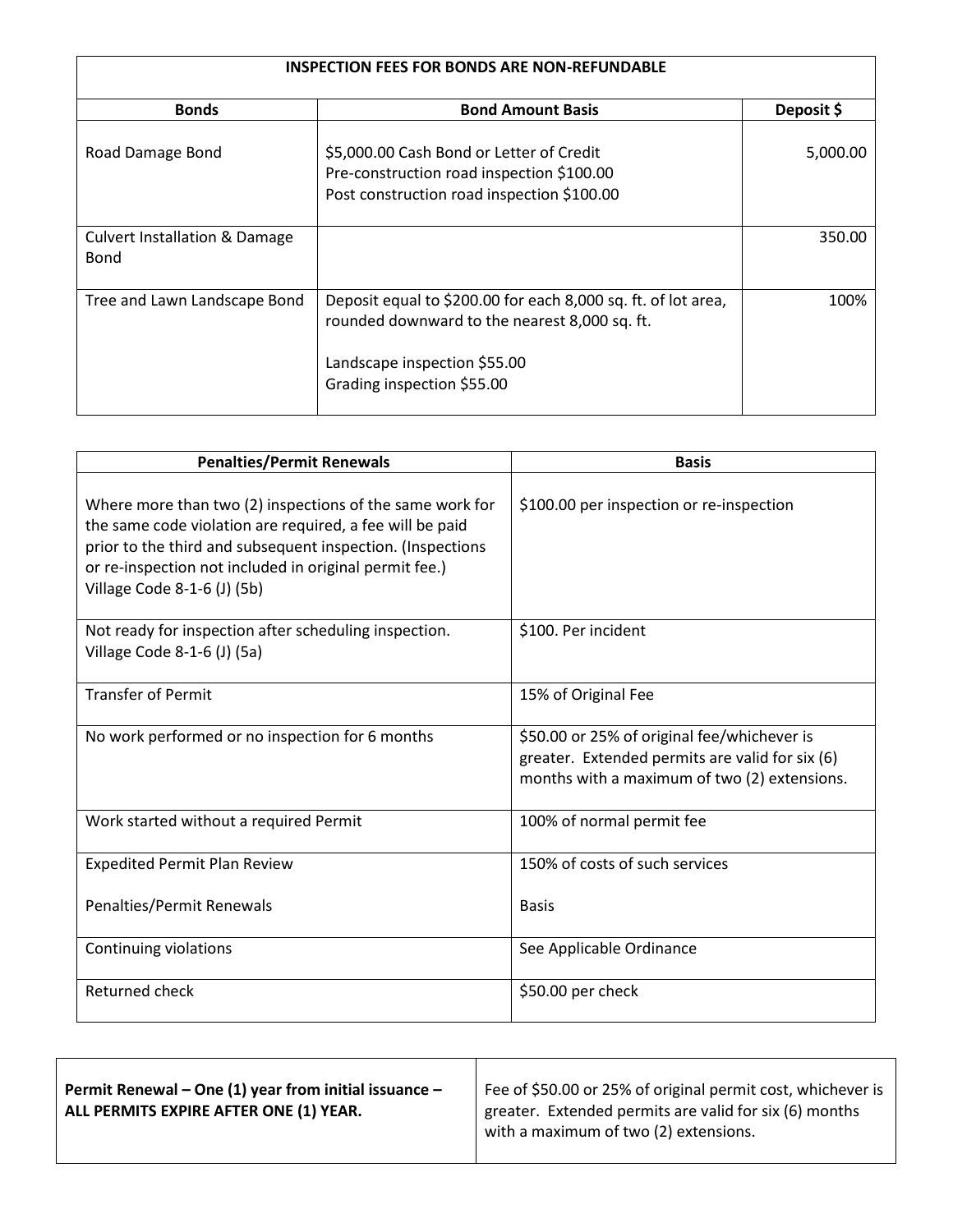| INSPECTION FEES FOR BONDS ARE NON-REFUNDABLE | | |
|---|---|---|
| **Bonds** | **Bond Amount Basis** | **Deposit $** |
| Road Damage Bond | $5,000.00 Cash Bond or Letter of Credit<br>Pre-construction road inspection $100.00<br>Post construction road inspection $100.00 | 5,000.00 |
| Culvert Installation & Damage Bond | | 350.00 |
| Tree and Lawn Landscape Bond | Deposit equal to $200.00 for each 8,000 sq. ft. of lot area, rounded downward to the nearest 8,000 sq. ft.<br><br>Landscape inspection $55.00<br>Grading inspection $55.00 | 100% |

| Penalties/Permit Renewals | Basis |
|---|---|
| Where more than two (2) inspections of the same work for the same code violation are required, a fee will be paid prior to the third and subsequent inspection. (Inspections or re-inspection not included in original permit fee.) Village Code 8-1-6 (J) (5b) | $100.00 per inspection or re-inspection |
| Not ready for inspection after scheduling inspection. Village Code 8-1-6 (J) (5a) | $100. Per incident |
| Transfer of Permit | 15% of Original Fee |
| No work performed or no inspection for 6 months | $50.00 or 25% of original fee/whichever is greater. Extended permits are valid for six (6) months with a maximum of two (2) extensions. |
| Work started without a required Permit | 100% of normal permit fee |
| Expedited Permit Plan Review<br><br>Penalties/Permit Renewals | 150% of costs of such services<br><br>Basis |
| Continuing violations | See Applicable Ordinance |
| Returned check | $50.00 per check |

| | |
|---|---|
| **Permit Renewal – One (1) year from initial issuance – ALL PERMITS EXPIRE AFTER ONE (1) YEAR.** | Fee of $50.00 or 25% of original permit cost, whichever is greater. Extended permits are valid for six (6) months with a maximum of two (2) extensions. |